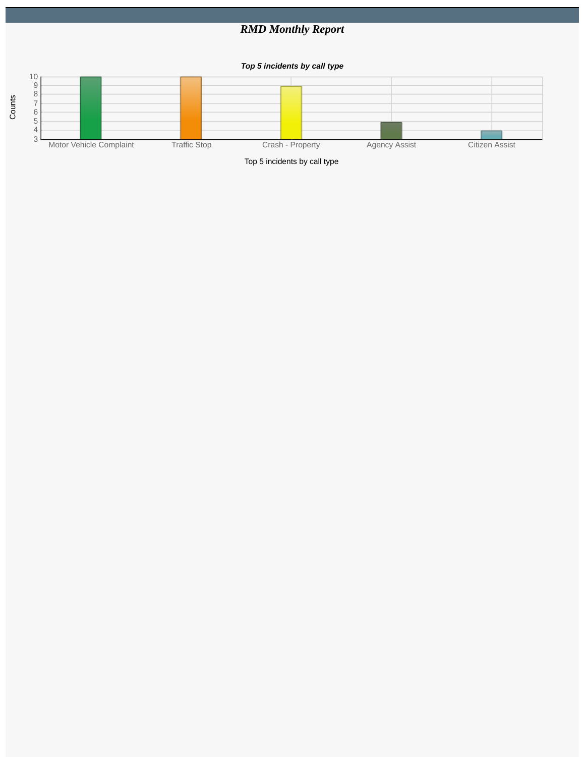# *RMD Monthly Report*

***Top 5 incidents by call type***

| Call Type | Counts |
|---|---|
| Motor Vehicle Complaint | 10 |
| Traffic Stop | 10 |
| Crash - Property | 9 |
| Agency Assist | 5 |
| Citizen Assist | 4 |

Top 5 incidents by call type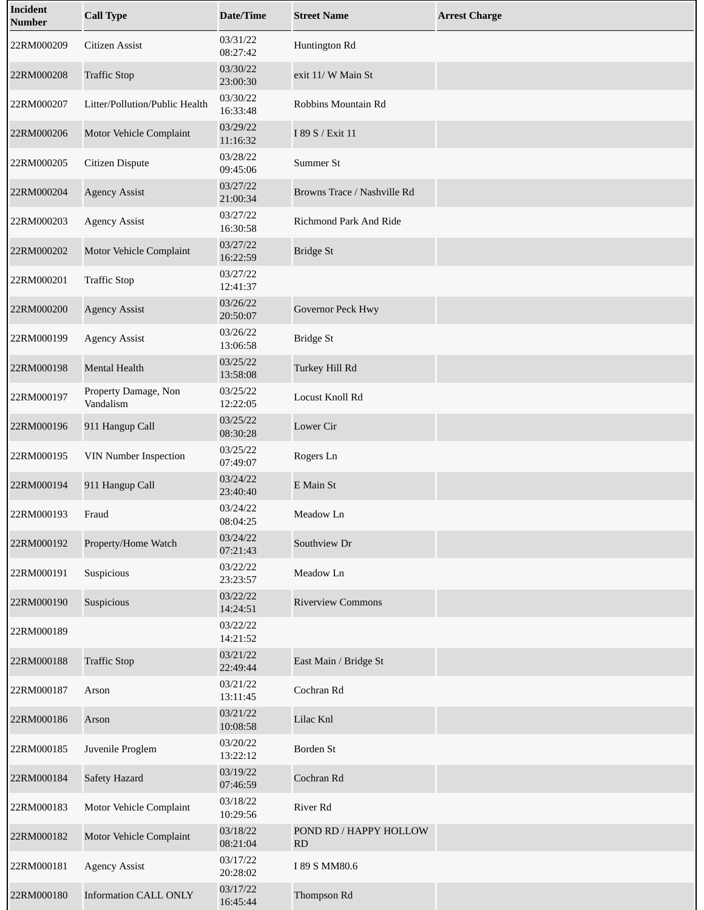| Incident Number | Call Type | Date/Time | Street Name | Arrest Charge |
| --- | --- | --- | --- | --- |
| 22RM000209 | Citizen Assist | 03/31/22 08:27:42 | Huntington Rd | |
| 22RM000208 | Traffic Stop | 03/30/22 23:00:30 | exit 11/ W Main St | |
| 22RM000207 | Litter/Pollution/Public Health | 03/30/22 16:33:48 | Robbins Mountain Rd | |
| 22RM000206 | Motor Vehicle Complaint | 03/29/22 11:16:32 | I 89 S / Exit 11 | |
| 22RM000205 | Citizen Dispute | 03/28/22 09:45:06 | Summer St | |
| 22RM000204 | Agency Assist | 03/27/22 21:00:34 | Browns Trace / Nashville Rd | |
| 22RM000203 | Agency Assist | 03/27/22 16:30:58 | Richmond Park And Ride | |
| 22RM000202 | Motor Vehicle Complaint | 03/27/22 16:22:59 | Bridge St | |
| 22RM000201 | Traffic Stop | 03/27/22 12:41:37 | | |
| 22RM000200 | Agency Assist | 03/26/22 20:50:07 | Governor Peck Hwy | |
| 22RM000199 | Agency Assist | 03/26/22 13:06:58 | Bridge St | |
| 22RM000198 | Mental Health | 03/25/22 13:58:08 | Turkey Hill Rd | |
| 22RM000197 | Property Damage, Non Vandalism | 03/25/22 12:22:05 | Locust Knoll Rd | |
| 22RM000196 | 911 Hangup Call | 03/25/22 08:30:28 | Lower Cir | |
| 22RM000195 | VIN Number Inspection | 03/25/22 07:49:07 | Rogers Ln | |
| 22RM000194 | 911 Hangup Call | 03/24/22 23:40:40 | E Main St | |
| 22RM000193 | Fraud | 03/24/22 08:04:25 | Meadow Ln | |
| 22RM000192 | Property/Home Watch | 03/24/22 07:21:43 | Southview Dr | |
| 22RM000191 | Suspicious | 03/22/22 23:23:57 | Meadow Ln | |
| 22RM000190 | Suspicious | 03/22/22 14:24:51 | Riverview Commons | |
| 22RM000189 | | 03/22/22 14:21:52 | | |
| 22RM000188 | Traffic Stop | 03/21/22 22:49:44 | East Main / Bridge St | |
| 22RM000187 | Arson | 03/21/22 13:11:45 | Cochran Rd | |
| 22RM000186 | Arson | 03/21/22 10:08:58 | Lilac Knl | |
| 22RM000185 | Juvenile Proglem | 03/20/22 13:22:12 | Borden St | |
| 22RM000184 | Safety Hazard | 03/19/22 07:46:59 | Cochran Rd | |
| 22RM000183 | Motor Vehicle Complaint | 03/18/22 10:29:56 | River Rd | |
| 22RM000182 | Motor Vehicle Complaint | 03/18/22 08:21:04 | POND RD / HAPPY HOLLOW RD | |
| 22RM000181 | Agency Assist | 03/17/22 20:28:02 | I 89 S MM80.6 | |
| 22RM000180 | Information CALL ONLY | 03/17/22 16:45:44 | Thompson Rd | |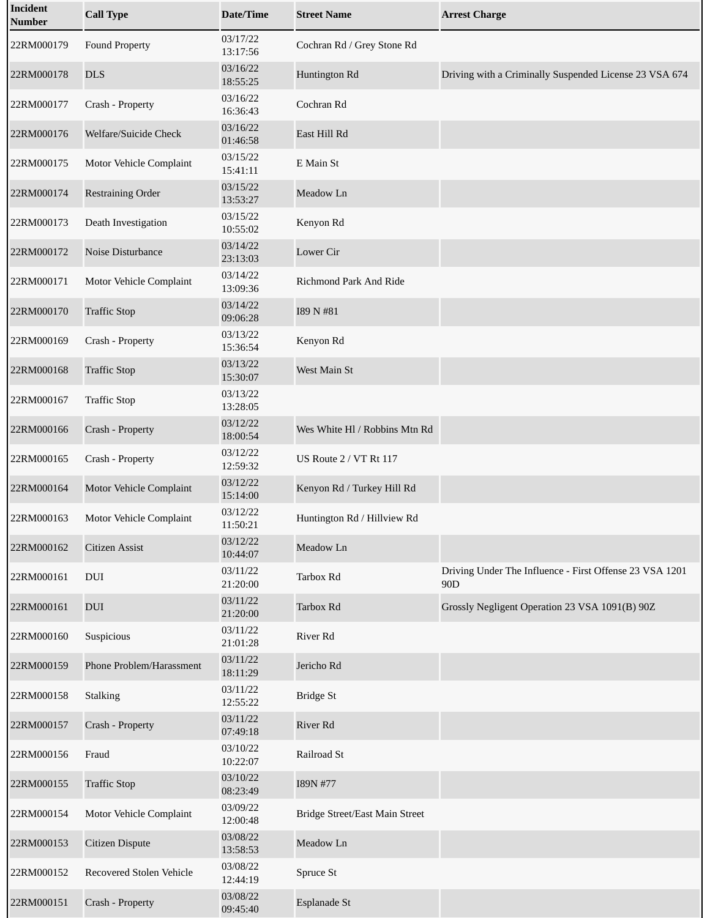| Incident Number | Call Type | Date/Time | Street Name | Arrest Charge |
| --- | --- | --- | --- | --- |
| 22RM000179 | Found Property | 03/17/22 13:17:56 | Cochran Rd / Grey Stone Rd | |
| 22RM000178 | DLS | 03/16/22 18:55:25 | Huntington Rd | Driving with a Criminally Suspended License 23 VSA 674 |
| 22RM000177 | Crash - Property | 03/16/22 16:36:43 | Cochran Rd | |
| 22RM000176 | Welfare/Suicide Check | 03/16/22 01:46:58 | East Hill Rd | |
| 22RM000175 | Motor Vehicle Complaint | 03/15/22 15:41:11 | E Main St | |
| 22RM000174 | Restraining Order | 03/15/22 13:53:27 | Meadow Ln | |
| 22RM000173 | Death Investigation | 03/15/22 10:55:02 | Kenyon Rd | |
| 22RM000172 | Noise Disturbance | 03/14/22 23:13:03 | Lower Cir | |
| 22RM000171 | Motor Vehicle Complaint | 03/14/22 13:09:36 | Richmond Park And Ride | |
| 22RM000170 | Traffic Stop | 03/14/22 09:06:28 | I89 N #81 | |
| 22RM000169 | Crash - Property | 03/13/22 15:36:54 | Kenyon Rd | |
| 22RM000168 | Traffic Stop | 03/13/22 15:30:07 | West Main St | |
| 22RM000167 | Traffic Stop | 03/13/22 13:28:05 | | |
| 22RM000166 | Crash - Property | 03/12/22 18:00:54 | Wes White Hl / Robbins Mtn Rd | |
| 22RM000165 | Crash - Property | 03/12/22 12:59:32 | US Route 2 / VT Rt 117 | |
| 22RM000164 | Motor Vehicle Complaint | 03/12/22 15:14:00 | Kenyon Rd / Turkey Hill Rd | |
| 22RM000163 | Motor Vehicle Complaint | 03/12/22 11:50:21 | Huntington Rd / Hillview Rd | |
| 22RM000162 | Citizen Assist | 03/12/22 10:44:07 | Meadow Ln | |
| 22RM000161 | DUI | 03/11/22 21:20:00 | Tarbox Rd | Driving Under The Influence - First Offense 23 VSA 1201 90D |
| 22RM000161 | DUI | 03/11/22 21:20:00 | Tarbox Rd | Grossly Negligent Operation 23 VSA 1091(B) 90Z |
| 22RM000160 | Suspicious | 03/11/22 21:01:28 | River Rd | |
| 22RM000159 | Phone Problem/Harassment | 03/11/22 18:11:29 | Jericho Rd | |
| 22RM000158 | Stalking | 03/11/22 12:55:22 | Bridge St | |
| 22RM000157 | Crash - Property | 03/11/22 07:49:18 | River Rd | |
| 22RM000156 | Fraud | 03/10/22 10:22:07 | Railroad St | |
| 22RM000155 | Traffic Stop | 03/10/22 08:23:49 | I89N #77 | |
| 22RM000154 | Motor Vehicle Complaint | 03/09/22 12:00:48 | Bridge Street/East Main Street | |
| 22RM000153 | Citizen Dispute | 03/08/22 13:58:53 | Meadow Ln | |
| 22RM000152 | Recovered Stolen Vehicle | 03/08/22 12:44:19 | Spruce St | |
| 22RM000151 | Crash - Property | 03/08/22 09:45:40 | Esplanade St | |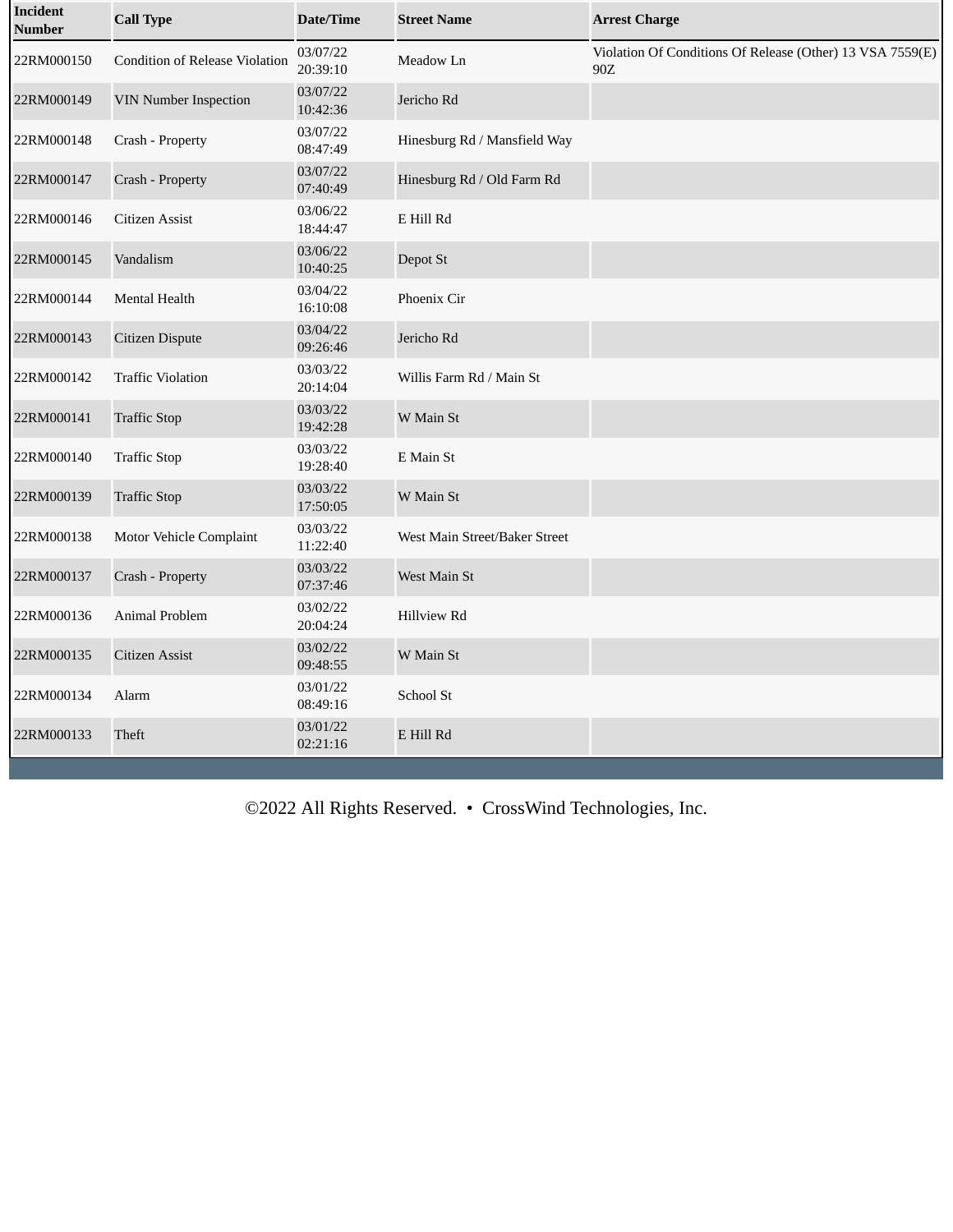| Incident Number | Call Type | Date/Time | Street Name | Arrest Charge |
|---|---|---|---|---|
| 22RM000150 | Condition of Release Violation | 03/07/22 20:39:10 | Meadow Ln | Violation Of Conditions Of Release (Other) 13 VSA 7559(E) 90Z |
| 22RM000149 | VIN Number Inspection | 03/07/22 10:42:36 | Jericho Rd | |
| 22RM000148 | Crash - Property | 03/07/22 08:47:49 | Hinesburg Rd / Mansfield Way | |
| 22RM000147 | Crash - Property | 03/07/22 07:40:49 | Hinesburg Rd / Old Farm Rd | |
| 22RM000146 | Citizen Assist | 03/06/22 18:44:47 | E Hill Rd | |
| 22RM000145 | Vandalism | 03/06/22 10:40:25 | Depot St | |
| 22RM000144 | Mental Health | 03/04/22 16:10:08 | Phoenix Cir | |
| 22RM000143 | Citizen Dispute | 03/04/22 09:26:46 | Jericho Rd | |
| 22RM000142 | Traffic Violation | 03/03/22 20:14:04 | Willis Farm Rd / Main St | |
| 22RM000141 | Traffic Stop | 03/03/22 19:42:28 | W Main St | |
| 22RM000140 | Traffic Stop | 03/03/22 19:28:40 | E Main St | |
| 22RM000139 | Traffic Stop | 03/03/22 17:50:05 | W Main St | |
| 22RM000138 | Motor Vehicle Complaint | 03/03/22 11:22:40 | West Main Street/Baker Street | |
| 22RM000137 | Crash - Property | 03/03/22 07:37:46 | West Main St | |
| 22RM000136 | Animal Problem | 03/02/22 20:04:24 | Hillview Rd | |
| 22RM000135 | Citizen Assist | 03/02/22 09:48:55 | W Main St | |
| 22RM000134 | Alarm | 03/01/22 08:49:16 | School St | |
| 22RM000133 | Theft | 03/01/22 02:21:16 | E Hill Rd | |

©2022 All Rights Reserved. • CrossWind Technologies, Inc.